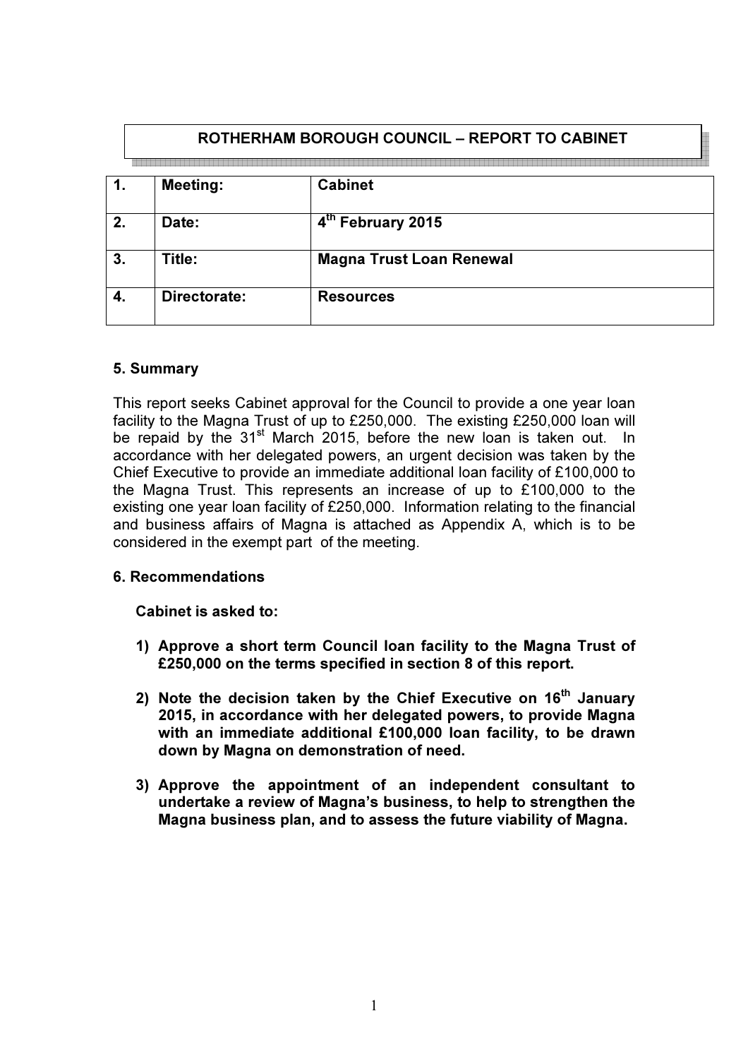## ROTHERHAM BOROUGH COUNCIL – REPORT TO CABINET

| 1. | Meeting: | Cabinet |
|---|---|---|
| 2. | Date: | 4th February 2015 |
| 3. | Title: | Magna Trust Loan Renewal |
| 4. | Directorate: | Resources |

### 5. Summary

This report seeks Cabinet approval for the Council to provide a one year loan facility to the Magna Trust of up to £250,000. The existing £250,000 loan will be repaid by the 31st March 2015, before the new loan is taken out. In accordance with her delegated powers, an urgent decision was taken by the Chief Executive to provide an immediate additional loan facility of £100,000 to the Magna Trust. This represents an increase of up to £100,000 to the existing one year loan facility of £250,000. Information relating to the financial and business affairs of Magna is attached as Appendix A, which is to be considered in the exempt part of the meeting.

### 6. Recommendations

**Cabinet is asked to:**

1) **Approve a short term Council loan facility to the Magna Trust of £250,000 on the terms specified in section 8 of this report.**

2) **Note the decision taken by the Chief Executive on 16th January 2015, in accordance with her delegated powers, to provide Magna with an immediate additional £100,000 loan facility, to be drawn down by Magna on demonstration of need.**

3) **Approve the appointment of an independent consultant to undertake a review of Magna's business, to help to strengthen the Magna business plan, and to assess the future viability of Magna.**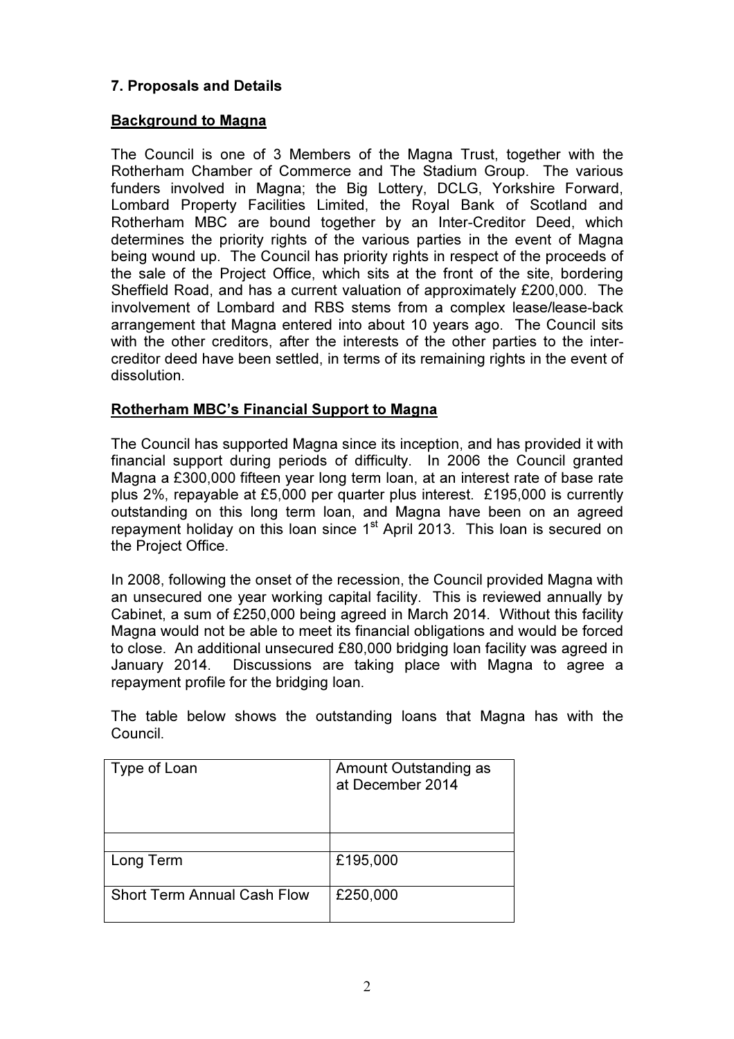## 7. Proposals and Details

**Background to Magna**

The Council is one of 3 Members of the Magna Trust, together with the Rotherham Chamber of Commerce and The Stadium Group. The various funders involved in Magna; the Big Lottery, DCLG, Yorkshire Forward, Lombard Property Facilities Limited, the Royal Bank of Scotland and Rotherham MBC are bound together by an Inter-Creditor Deed, which determines the priority rights of the various parties in the event of Magna being wound up. The Council has priority rights in respect of the proceeds of the sale of the Project Office, which sits at the front of the site, bordering Sheffield Road, and has a current valuation of approximately £200,000. The involvement of Lombard and RBS stems from a complex lease/lease-back arrangement that Magna entered into about 10 years ago. The Council sits with the other creditors, after the interests of the other parties to the inter-creditor deed have been settled, in terms of its remaining rights in the event of dissolution.

**Rotherham MBC's Financial Support to Magna**

The Council has supported Magna since its inception, and has provided it with financial support during periods of difficulty. In 2006 the Council granted Magna a £300,000 fifteen year long term loan, at an interest rate of base rate plus 2%, repayable at £5,000 per quarter plus interest. £195,000 is currently outstanding on this long term loan, and Magna have been on an agreed repayment holiday on this loan since 1st April 2013. This loan is secured on the Project Office.

In 2008, following the onset of the recession, the Council provided Magna with an unsecured one year working capital facility. This is reviewed annually by Cabinet, a sum of £250,000 being agreed in March 2014. Without this facility Magna would not be able to meet its financial obligations and would be forced to close. An additional unsecured £80,000 bridging loan facility was agreed in January 2014. Discussions are taking place with Magna to agree a repayment profile for the bridging loan.

The table below shows the outstanding loans that Magna has with the Council.

| Type of Loan | Amount Outstanding as at December 2014 |
|---|---|
| | |
| Long Term | £195,000 |
| Short Term Annual Cash Flow | £250,000 |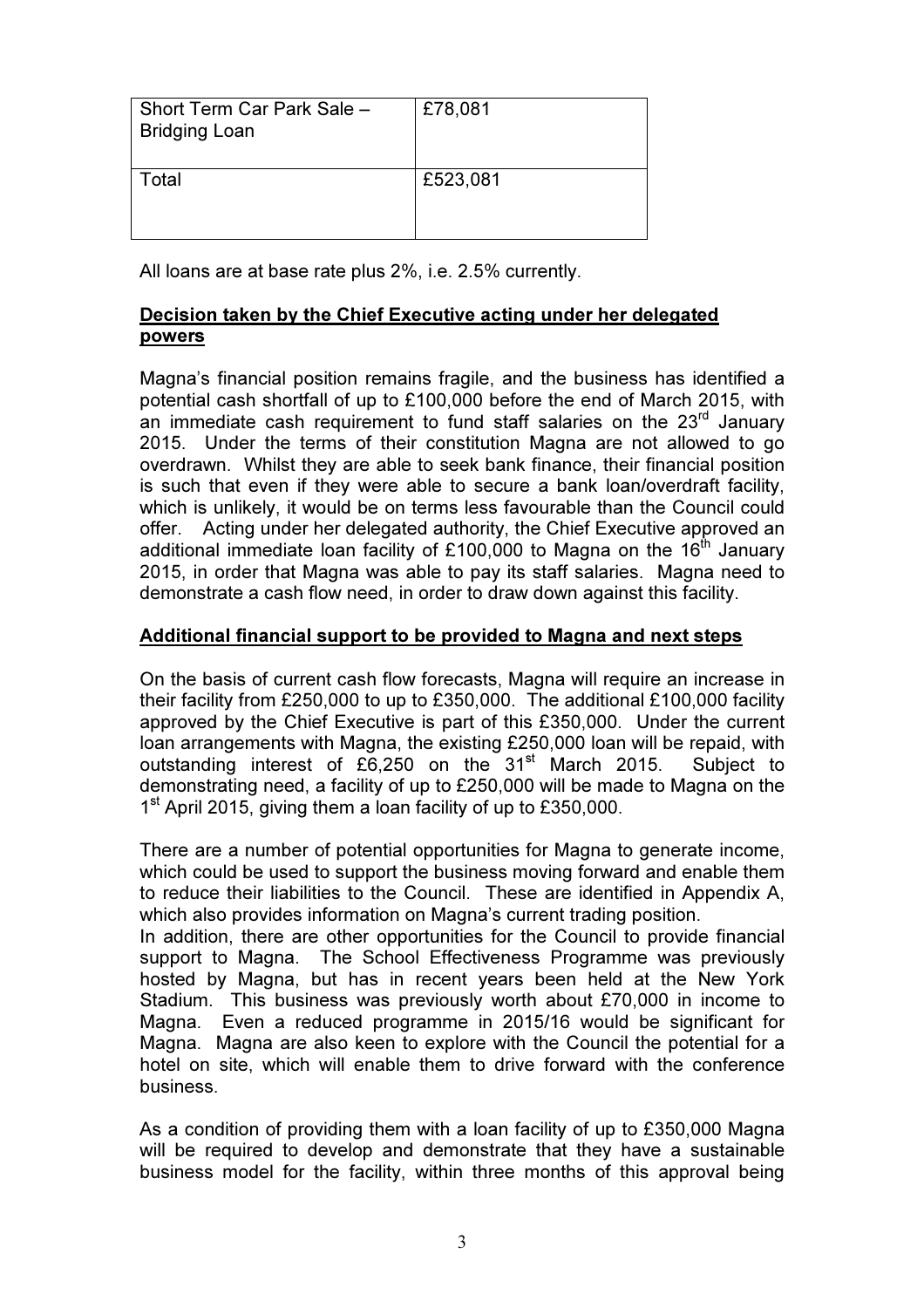| Short Term Car Park Sale – Bridging Loan | £78,081 |
| --- | --- |
| Total | £523,081 |

All loans are at base rate plus 2%, i.e. 2.5% currently.

**Decision taken by the Chief Executive acting under her delegated powers**

Magna's financial position remains fragile, and the business has identified a potential cash shortfall of up to £100,000 before the end of March 2015, with an immediate cash requirement to fund staff salaries on the 23rd January 2015. Under the terms of their constitution Magna are not allowed to go overdrawn. Whilst they are able to seek bank finance, their financial position is such that even if they were able to secure a bank loan/overdraft facility, which is unlikely, it would be on terms less favourable than the Council could offer. Acting under her delegated authority, the Chief Executive approved an additional immediate loan facility of £100,000 to Magna on the 16th January 2015, in order that Magna was able to pay its staff salaries. Magna need to demonstrate a cash flow need, in order to draw down against this facility.

**Additional financial support to be provided to Magna and next steps**

On the basis of current cash flow forecasts, Magna will require an increase in their facility from £250,000 to up to £350,000. The additional £100,000 facility approved by the Chief Executive is part of this £350,000. Under the current loan arrangements with Magna, the existing £250,000 loan will be repaid, with outstanding interest of £6,250 on the 31st March 2015. Subject to demonstrating need, a facility of up to £250,000 will be made to Magna on the 1st April 2015, giving them a loan facility of up to £350,000.

There are a number of potential opportunities for Magna to generate income, which could be used to support the business moving forward and enable them to reduce their liabilities to the Council. These are identified in Appendix A, which also provides information on Magna's current trading position.

In addition, there are other opportunities for the Council to provide financial support to Magna. The School Effectiveness Programme was previously hosted by Magna, but has in recent years been held at the New York Stadium. This business was previously worth about £70,000 in income to Magna. Even a reduced programme in 2015/16 would be significant for Magna. Magna are also keen to explore with the Council the potential for a hotel on site, which will enable them to drive forward with the conference business.

As a condition of providing them with a loan facility of up to £350,000 Magna will be required to develop and demonstrate that they have a sustainable business model for the facility, within three months of this approval being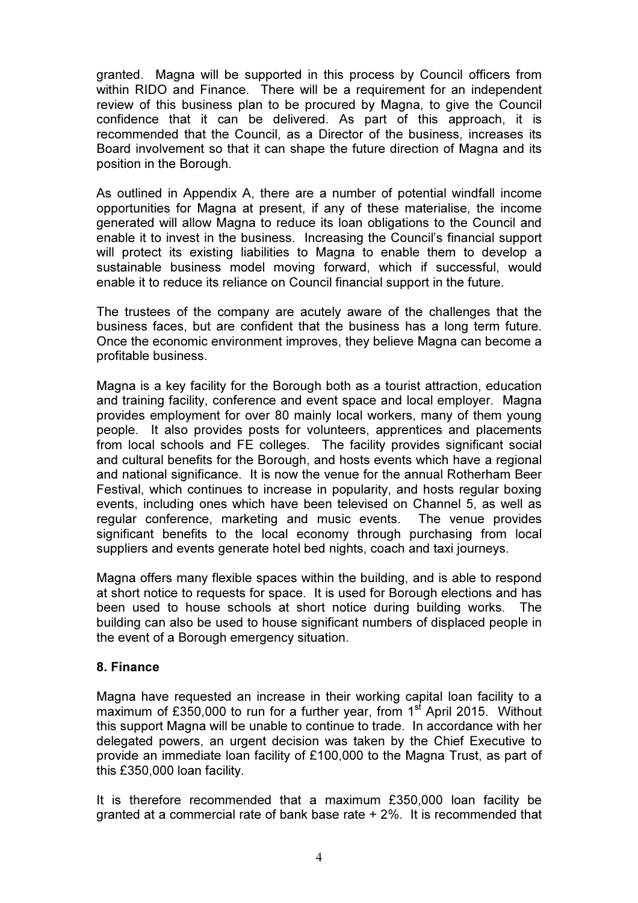granted. Magna will be supported in this process by Council officers from within RIDO and Finance. There will be a requirement for an independent review of this business plan to be procured by Magna, to give the Council confidence that it can be delivered. As part of this approach, it is recommended that the Council, as a Director of the business, increases its Board involvement so that it can shape the future direction of Magna and its position in the Borough.

As outlined in Appendix A, there are a number of potential windfall income opportunities for Magna at present, if any of these materialise, the income generated will allow Magna to reduce its loan obligations to the Council and enable it to invest in the business. Increasing the Council's financial support will protect its existing liabilities to Magna to enable them to develop a sustainable business model moving forward, which if successful, would enable it to reduce its reliance on Council financial support in the future.

The trustees of the company are acutely aware of the challenges that the business faces, but are confident that the business has a long term future. Once the economic environment improves, they believe Magna can become a profitable business.

Magna is a key facility for the Borough both as a tourist attraction, education and training facility, conference and event space and local employer. Magna provides employment for over 80 mainly local workers, many of them young people. It also provides posts for volunteers, apprentices and placements from local schools and FE colleges. The facility provides significant social and cultural benefits for the Borough, and hosts events which have a regional and national significance. It is now the venue for the annual Rotherham Beer Festival, which continues to increase in popularity, and hosts regular boxing events, including ones which have been televised on Channel 5, as well as regular conference, marketing and music events. The venue provides significant benefits to the local economy through purchasing from local suppliers and events generate hotel bed nights, coach and taxi journeys.

Magna offers many flexible spaces within the building, and is able to respond at short notice to requests for space. It is used for Borough elections and has been used to house schools at short notice during building works. The building can also be used to house significant numbers of displaced people in the event of a Borough emergency situation.

**8. Finance**

Magna have requested an increase in their working capital loan facility to a maximum of £350,000 to run for a further year, from 1st April 2015. Without this support Magna will be unable to continue to trade. In accordance with her delegated powers, an urgent decision was taken by the Chief Executive to provide an immediate loan facility of £100,000 to the Magna Trust, as part of this £350,000 loan facility.

It is therefore recommended that a maximum £350,000 loan facility be granted at a commercial rate of bank base rate + 2%. It is recommended that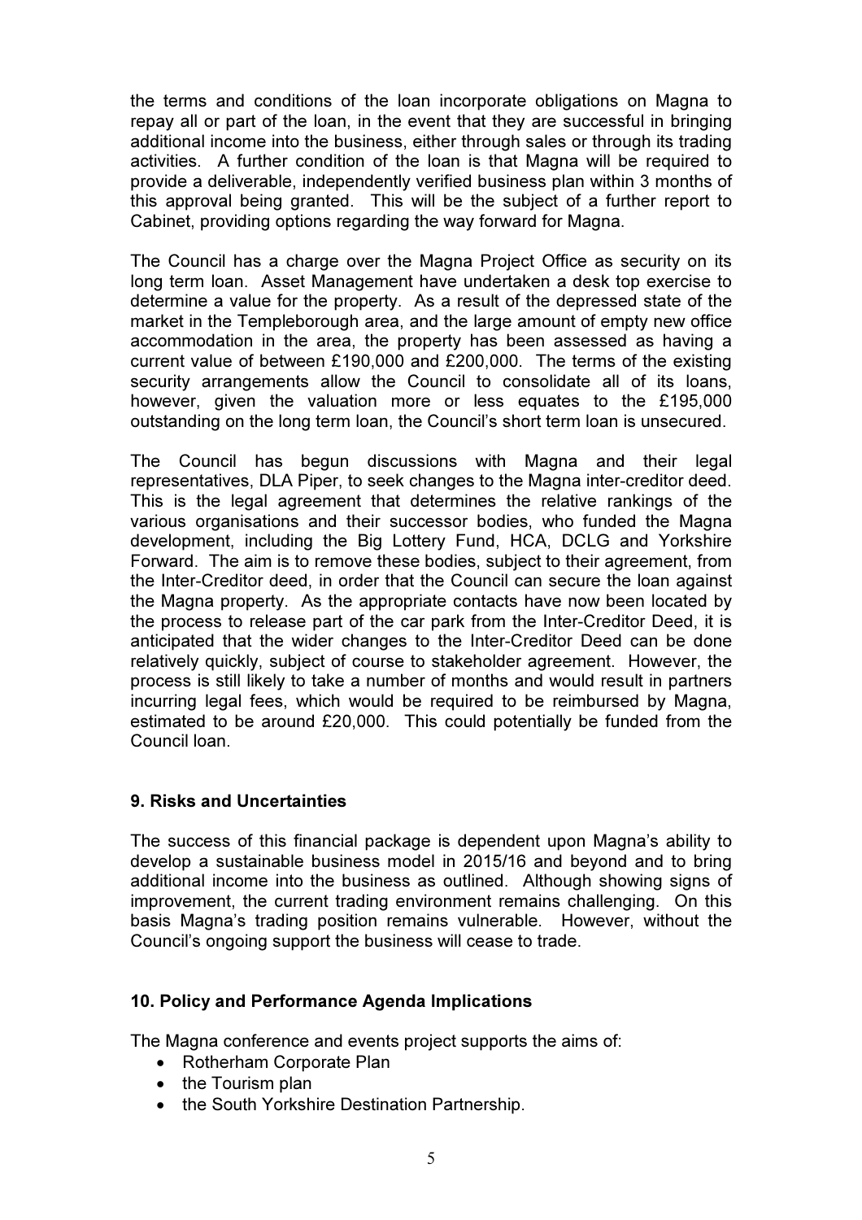the terms and conditions of the loan incorporate obligations on Magna to repay all or part of the loan, in the event that they are successful in bringing additional income into the business, either through sales or through its trading activities. A further condition of the loan is that Magna will be required to provide a deliverable, independently verified business plan within 3 months of this approval being granted. This will be the subject of a further report to Cabinet, providing options regarding the way forward for Magna.

The Council has a charge over the Magna Project Office as security on its long term loan. Asset Management have undertaken a desk top exercise to determine a value for the property. As a result of the depressed state of the market in the Templeborough area, and the large amount of empty new office accommodation in the area, the property has been assessed as having a current value of between £190,000 and £200,000. The terms of the existing security arrangements allow the Council to consolidate all of its loans, however, given the valuation more or less equates to the £195,000 outstanding on the long term loan, the Council's short term loan is unsecured.

The Council has begun discussions with Magna and their legal representatives, DLA Piper, to seek changes to the Magna inter-creditor deed. This is the legal agreement that determines the relative rankings of the various organisations and their successor bodies, who funded the Magna development, including the Big Lottery Fund, HCA, DCLG and Yorkshire Forward. The aim is to remove these bodies, subject to their agreement, from the Inter-Creditor deed, in order that the Council can secure the loan against the Magna property. As the appropriate contacts have now been located by the process to release part of the car park from the Inter-Creditor Deed, it is anticipated that the wider changes to the Inter-Creditor Deed can be done relatively quickly, subject of course to stakeholder agreement. However, the process is still likely to take a number of months and would result in partners incurring legal fees, which would be required to be reimbursed by Magna, estimated to be around £20,000. This could potentially be funded from the Council loan.

## 9. Risks and Uncertainties

The success of this financial package is dependent upon Magna's ability to develop a sustainable business model in 2015/16 and beyond and to bring additional income into the business as outlined. Although showing signs of improvement, the current trading environment remains challenging. On this basis Magna's trading position remains vulnerable. However, without the Council's ongoing support the business will cease to trade.

## 10. Policy and Performance Agenda Implications

The Magna conference and events project supports the aims of:

- Rotherham Corporate Plan
- the Tourism plan
- the South Yorkshire Destination Partnership.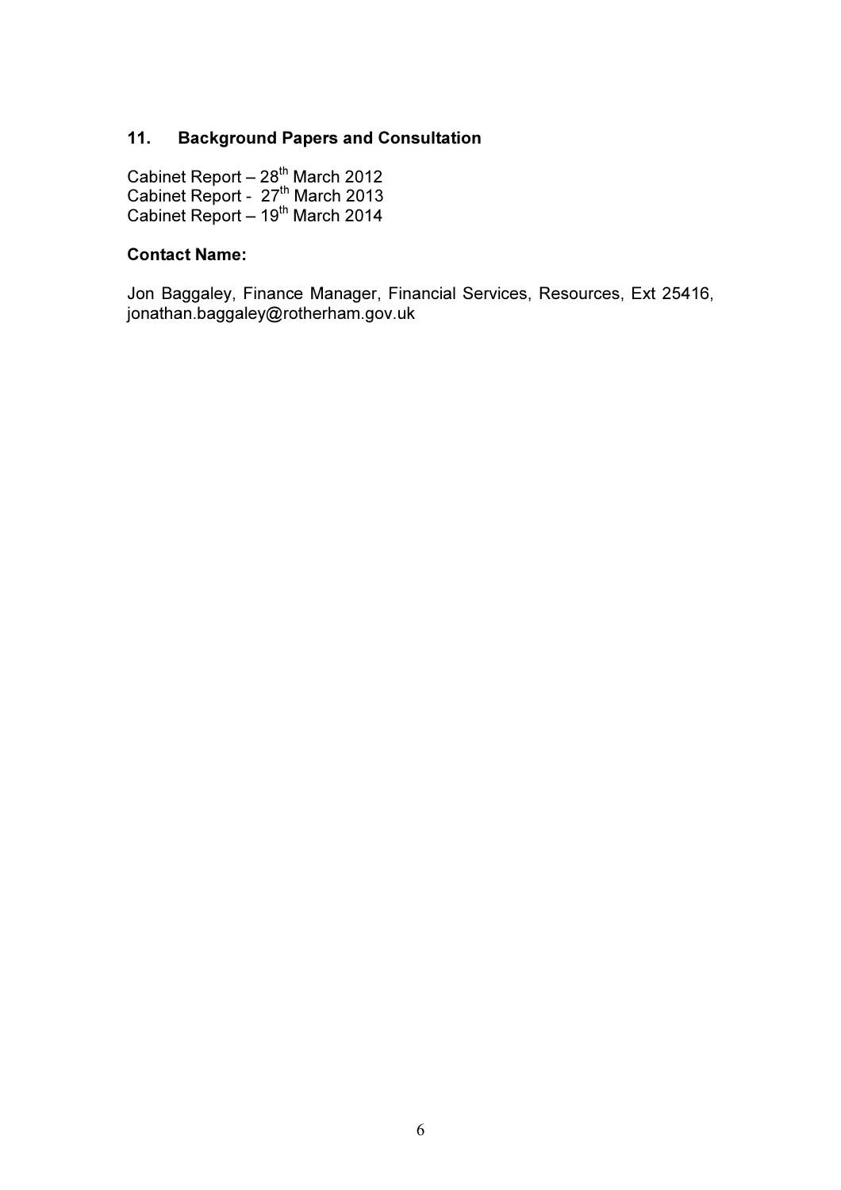## 11. Background Papers and Consultation

Cabinet Report – 28th March 2012
Cabinet Report - 27th March 2013
Cabinet Report – 19th March 2014

**Contact Name:**

Jon Baggaley, Finance Manager, Financial Services, Resources, Ext 25416, jonathan.baggaley@rotherham.gov.uk